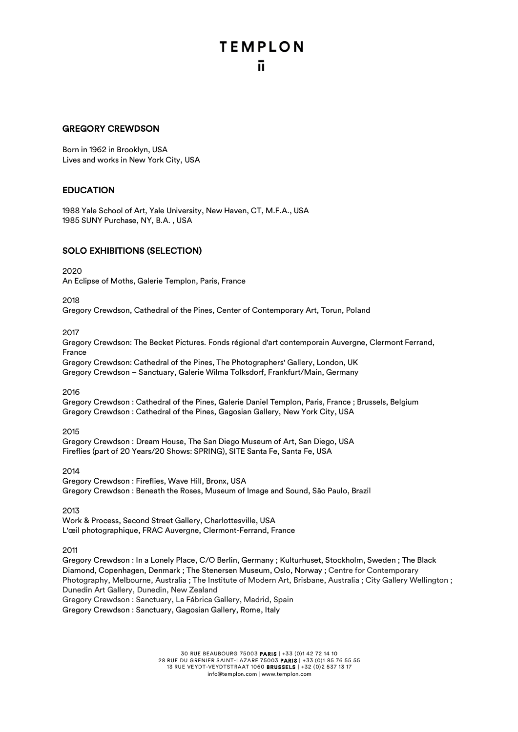# GREGORY CREWDSON

Born in 1962 in Brooklyn, USA
Lives and works in New York City, USA

## EDUCATION

1988 Yale School of Art, Yale University, New Haven, CT, M.F.A., USA
1985 SUNY Purchase, NY, B.A. , USA

## SOLO EXHIBITIONS (SELECTION)

2020
An Eclipse of Moths, Galerie Templon, Paris, France

2018
Gregory Crewdson, Cathedral of the Pines, Center of Contemporary Art, Torun, Poland

2017
Gregory Crewdson: The Becket Pictures. Fonds régional d'art contemporain Auvergne, Clermont Ferrand, France
Gregory Crewdson: Cathedral of the Pines, The Photographers' Gallery, London, UK
Gregory Crewdson – Sanctuary, Galerie Wilma Tolksdorf, Frankfurt/Main, Germany

2016
Gregory Crewdson : Cathedral of the Pines, Galerie Daniel Templon, Paris, France ; Brussels, Belgium
Gregory Crewdson : Cathedral of the Pines, Gagosian Gallery, New York City, USA

2015
Gregory Crewdson : Dream House, The San Diego Museum of Art, San Diego, USA
Fireflies (part of 20 Years/20 Shows: SPRING), SITE Santa Fe, Santa Fe, USA

2014
Gregory Crewdson : Fireflies, Wave Hill, Bronx, USA
Gregory Crewdson : Beneath the Roses, Museum of Image and Sound, São Paulo, Brazil

2013
Work & Process, Second Street Gallery, Charlottesville, USA
L'œil photographique, FRAC Auvergne, Clermont-Ferrand, France

2011
Gregory Crewdson : In a Lonely Place, C/O Berlin, Germany ; Kulturhuset, Stockholm, Sweden ; The Black Diamond, Copenhagen, Denmark ; The Stenersen Museum, Oslo, Norway ; Centre for Contemporary Photography, Melbourne, Australia ; The Institute of Modern Art, Brisbane, Australia ; City Gallery Wellington ; Dunedin Art Gallery, Dunedin, New Zealand
Gregory Crewdson : Sanctuary, La Fábrica Gallery, Madrid, Spain
Gregory Crewdson : Sanctuary, Gagosian Gallery, Rome, Italy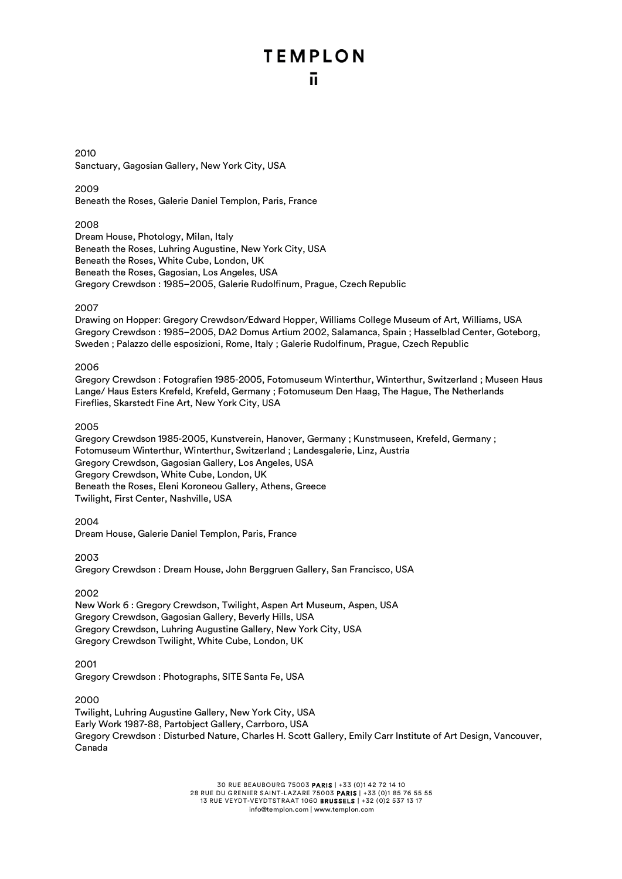2010
Sanctuary, Gagosian Gallery, New York City, USA

2009
Beneath the Roses, Galerie Daniel Templon, Paris, France

2008
Dream House, Photology, Milan, Italy
Beneath the Roses, Luhring Augustine, New York City, USA
Beneath the Roses, White Cube, London, UK
Beneath the Roses, Gagosian, Los Angeles, USA
Gregory Crewdson : 1985–2005, Galerie Rudolfinum, Prague, Czech Republic

2007
Drawing on Hopper: Gregory Crewdson/Edward Hopper, Williams College Museum of Art, Williams, USA
Gregory Crewdson : 1985–2005, DA2 Domus Artium 2002, Salamanca, Spain ; Hasselblad Center, Goteborg, Sweden ; Palazzo delle esposizioni, Rome, Italy ; Galerie Rudolfinum, Prague, Czech Republic

2006
Gregory Crewdson : Fotografien 1985-2005, Fotomuseum Winterthur, Winterthur, Switzerland ; Museen Haus Lange/ Haus Esters Krefeld, Krefeld, Germany ; Fotomuseum Den Haag, The Hague, The Netherlands
Fireflies, Skarstedt Fine Art, New York City, USA

2005
Gregory Crewdson 1985-2005, Kunstverein, Hanover, Germany ; Kunstmuseen, Krefeld, Germany ; Fotomuseum Winterthur, Winterthur, Switzerland ; Landesgalerie, Linz, Austria
Gregory Crewdson, Gagosian Gallery, Los Angeles, USA
Gregory Crewdson, White Cube, London, UK
Beneath the Roses, Eleni Koroneou Gallery, Athens, Greece
Twilight, First Center, Nashville, USA

2004
Dream House, Galerie Daniel Templon, Paris, France

2003
Gregory Crewdson : Dream House, John Berggruen Gallery, San Francisco, USA

2002
New Work 6 : Gregory Crewdson, Twilight, Aspen Art Museum, Aspen, USA
Gregory Crewdson, Gagosian Gallery, Beverly Hills, USA
Gregory Crewdson, Luhring Augustine Gallery, New York City, USA
Gregory Crewdson Twilight, White Cube, London, UK

2001
Gregory Crewdson : Photographs, SITE Santa Fe, USA

2000
Twilight, Luhring Augustine Gallery, New York City, USA
Early Work 1987-88, Partobject Gallery, Carrboro, USA
Gregory Crewdson : Disturbed Nature, Charles H. Scott Gallery, Emily Carr Institute of Art Design, Vancouver, Canada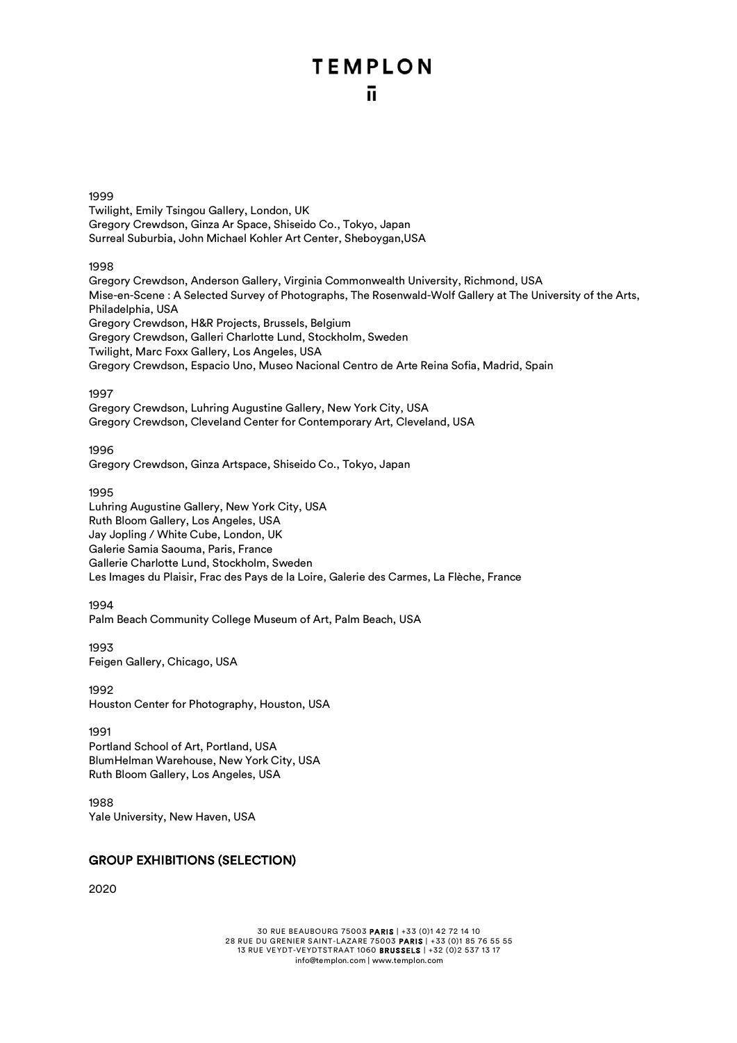1999
Twilight, Emily Tsingou Gallery, London, UK
Gregory Crewdson, Ginza Ar Space, Shiseido Co., Tokyo, Japan
Surreal Suburbia, John Michael Kohler Art Center, Sheboygan,USA

1998
Gregory Crewdson, Anderson Gallery, Virginia Commonwealth University, Richmond, USA
Mise-en-Scene : A Selected Survey of Photographs, The Rosenwald-Wolf Gallery at The University of the Arts, Philadelphia, USA
Gregory Crewdson, H&R Projects, Brussels, Belgium
Gregory Crewdson, Galleri Charlotte Lund, Stockholm, Sweden
Twilight, Marc Foxx Gallery, Los Angeles, USA
Gregory Crewdson, Espacio Uno, Museo Nacional Centro de Arte Reina Sofia, Madrid, Spain

1997
Gregory Crewdson, Luhring Augustine Gallery, New York City, USA
Gregory Crewdson, Cleveland Center for Contemporary Art, Cleveland, USA

1996
Gregory Crewdson, Ginza Artspace, Shiseido Co., Tokyo, Japan

1995
Luhring Augustine Gallery, New York City, USA
Ruth Bloom Gallery, Los Angeles, USA
Jay Jopling / White Cube, London, UK
Galerie Samia Saouma, Paris, France
Gallerie Charlotte Lund, Stockholm, Sweden
Les Images du Plaisir, Frac des Pays de la Loire, Galerie des Carmes, La Flèche, France

1994
Palm Beach Community College Museum of Art, Palm Beach, USA

1993
Feigen Gallery, Chicago, USA

1992
Houston Center for Photography, Houston, USA

1991
Portland School of Art, Portland, USA
BlumHelman Warehouse, New York City, USA
Ruth Bloom Gallery, Los Angeles, USA

1988
Yale University, New Haven, USA

## GROUP EXHIBITIONS (SELECTION)

2020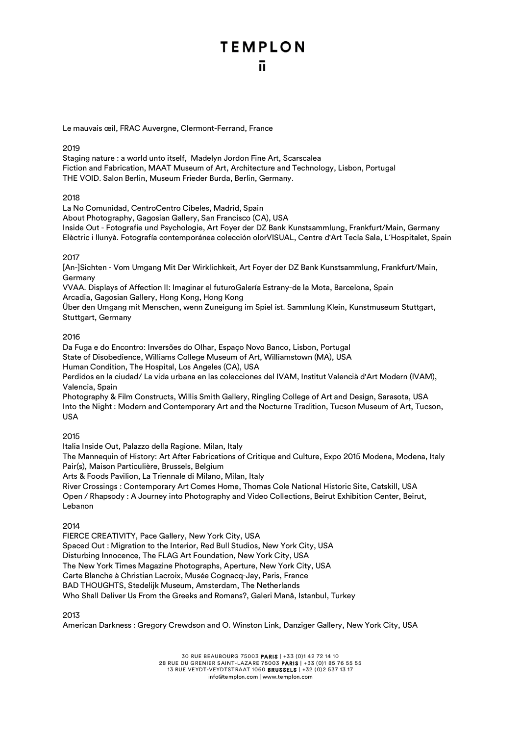Le mauvais œil, FRAC Auvergne, Clermont-Ferrand, France

2019
Staging nature : a world unto itself,  Madelyn Jordon Fine Art, Scarscalea
Fiction and Fabrication, MAAT Museum of Art, Architecture and Technology, Lisbon, Portugal
THE VOID. Salon Berlin, Museum Frieder Burda, Berlin, Germany.

2018
La No Comunidad, CentroCentro Cibeles, Madrid, Spain
About Photography, Gagosian Gallery, San Francisco (CA), USA
Inside Out - Fotografie und Psychologie, Art Foyer der DZ Bank Kunstsammlung, Frankfurt/Main, Germany
Elèctric i llunyà. Fotografía contemporánea colección olorVISUAL, Centre d'Art Tecla Sala, L´Hospitalet, Spain

2017
[An-]Sichten - Vom Umgang Mit Der Wirklichkeit, Art Foyer der DZ Bank Kunstsammlung, Frankfurt/Main, Germany
VVAA. Displays of Affection II: Imaginar el futuroGalería Estrany-de la Mota, Barcelona, Spain
Arcadia, Gagosian Gallery, Hong Kong, Hong Kong
Über den Umgang mit Menschen, wenn Zuneigung im Spiel ist. Sammlung Klein, Kunstmuseum Stuttgart, Stuttgart, Germany

2016
Da Fuga e do Encontro: Inversões do Olhar, Espaço Novo Banco, Lisbon, Portugal
State of Disobedience, Williams College Museum of Art, Williamstown (MA), USA
Human Condition, The Hospital, Los Angeles (CA), USA
Perdidos en la ciudad/ La vida urbana en las colecciones del IVAM, Institut Valencià d'Art Modern (IVAM), Valencia, Spain
Photography & Film Constructs, Willis Smith Gallery, Ringling College of Art and Design, Sarasota, USA
Into the Night : Modern and Contemporary Art and the Nocturne Tradition, Tucson Museum of Art, Tucson, USA

2015
Italia Inside Out, Palazzo della Ragione. Milan, Italy
The Mannequin of History: Art After Fabrications of Critique and Culture, Expo 2015 Modena, Modena, Italy
Pair(s), Maison Particulière, Brussels, Belgium
Arts & Foods Pavilion, La Triennale di Milano, Milan, Italy
River Crossings : Contemporary Art Comes Home, Thomas Cole National Historic Site, Catskill, USA
Open / Rhapsody : A Journey into Photography and Video Collections, Beirut Exhibition Center, Beirut, Lebanon

2014
FIERCE CREATIVITY, Pace Gallery, New York City, USA
Spaced Out : Migration to the Interior, Red Bull Studios, New York City, USA
Disturbing Innocence, The FLAG Art Foundation, New York City, USA
The New York Times Magazine Photographs, Aperture, New York City, USA
Carte Blanche à Christian Lacroix, Musée Cognacq-Jay, Paris, France
BAD THOUGHTS, Stedelijk Museum, Amsterdam, The Netherlands
Who Shall Deliver Us From the Greeks and Romans?, Galeri Manâ, Istanbul, Turkey

2013
American Darkness : Gregory Crewdson and O. Winston Link, Danziger Gallery, New York City, USA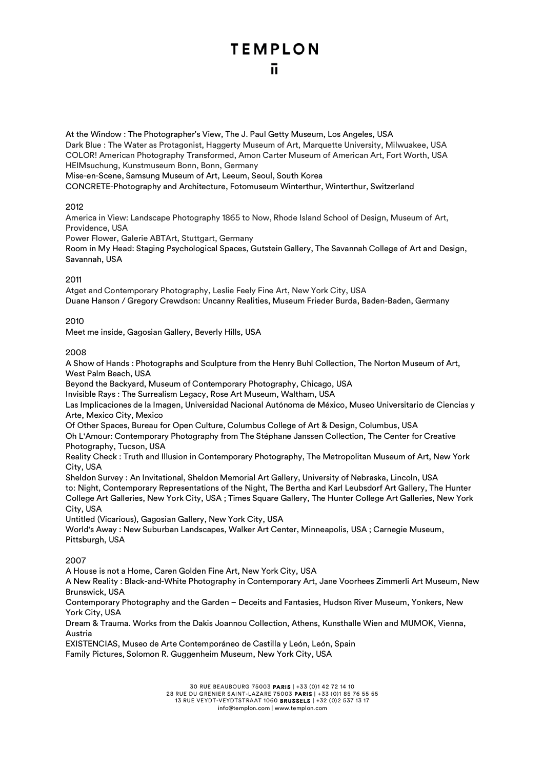At the Window : The Photographer's View, The J. Paul Getty Museum, Los Angeles, USA
Dark Blue : The Water as Protagonist, Haggerty Museum of Art, Marquette University, Milwuakee, USA
COLOR! American Photography Transformed, Amon Carter Museum of American Art, Fort Worth, USA
HEIMsuchung, Kunstmuseum Bonn, Bonn, Germany
Mise-en-Scene, Samsung Museum of Art, Leeum, Seoul, South Korea
CONCRETE-Photography and Architecture, Fotomuseum Winterthur, Winterthur, Switzerland

2012

America in View: Landscape Photography 1865 to Now, Rhode Island School of Design, Museum of Art, Providence, USA
Power Flower, Galerie ABTArt, Stuttgart, Germany
Room in My Head: Staging Psychological Spaces, Gutstein Gallery, The Savannah College of Art and Design, Savannah, USA

2011

Atget and Contemporary Photography, Leslie Feely Fine Art, New York City, USA
Duane Hanson / Gregory Crewdson: Uncanny Realities, Museum Frieder Burda, Baden-Baden, Germany

2010

Meet me inside, Gagosian Gallery, Beverly Hills, USA

2008

A Show of Hands : Photographs and Sculpture from the Henry Buhl Collection, The Norton Museum of Art, West Palm Beach, USA
Beyond the Backyard, Museum of Contemporary Photography, Chicago, USA
Invisible Rays : The Surrealism Legacy, Rose Art Museum, Waltham, USA
Las Implicaciones de la Imagen, Universidad Nacional Autónoma de México, Museo Universitario de Ciencias y Arte, Mexico City, Mexico
Of Other Spaces, Bureau for Open Culture, Columbus College of Art & Design, Columbus, USA
Oh L'Amour: Contemporary Photography from The Stéphane Janssen Collection, The Center for Creative Photography, Tucson, USA
Reality Check : Truth and Illusion in Contemporary Photography, The Metropolitan Museum of Art, New York City, USA
Sheldon Survey : An Invitational, Sheldon Memorial Art Gallery, University of Nebraska, Lincoln, USA
to: Night, Contemporary Representations of the Night, The Bertha and Karl Leubsdorf Art Gallery, The Hunter College Art Galleries, New York City, USA ; Times Square Gallery, The Hunter College Art Galleries, New York City, USA
Untitled (Vicarious), Gagosian Gallery, New York City, USA
World's Away : New Suburban Landscapes, Walker Art Center, Minneapolis, USA ; Carnegie Museum, Pittsburgh, USA

2007

A House is not a Home, Caren Golden Fine Art, New York City, USA
A New Reality : Black-and-White Photography in Contemporary Art, Jane Voorhees Zimmerli Art Museum, New Brunswick, USA
Contemporary Photography and the Garden – Deceits and Fantasies, Hudson River Museum, Yonkers, New York City, USA
Dream & Trauma. Works from the Dakis Joannou Collection, Athens, Kunsthalle Wien and MUMOK, Vienna, Austria
EXISTENCIAS, Museo de Arte Contemporáneo de Castilla y León, León, Spain
Family Pictures, Solomon R. Guggenheim Museum, New York City, USA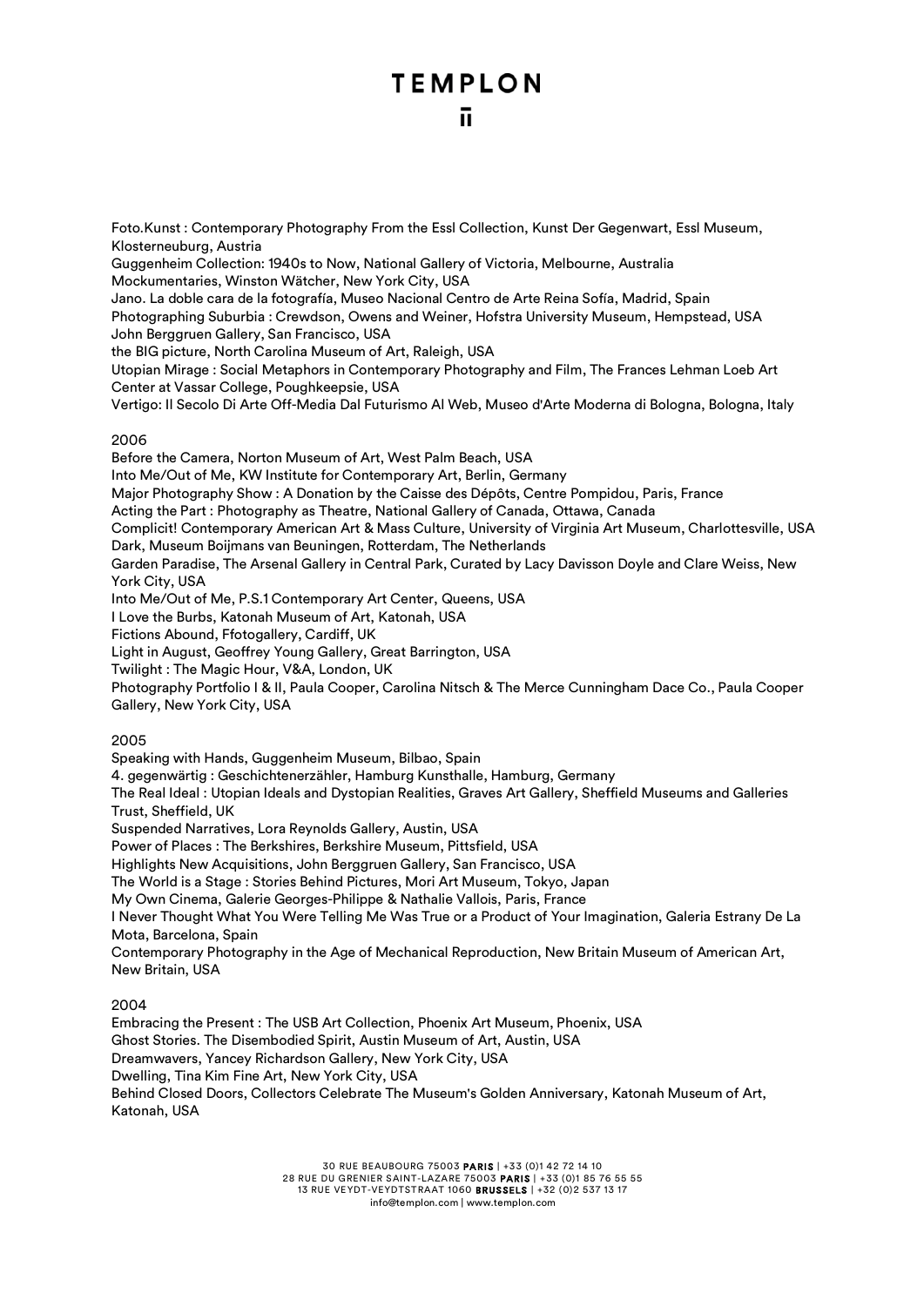Foto.Kunst : Contemporary Photography From the Essl Collection, Kunst Der Gegenwart, Essl Museum, Klosterneuburg, Austria
Guggenheim Collection: 1940s to Now, National Gallery of Victoria, Melbourne, Australia
Mockumentaries, Winston Wätcher, New York City, USA
Jano. La doble cara de la fotografía, Museo Nacional Centro de Arte Reina Sofía, Madrid, Spain
Photographing Suburbia : Crewdson, Owens and Weiner, Hofstra University Museum, Hempstead, USA
John Berggruen Gallery, San Francisco, USA
the BIG picture, North Carolina Museum of Art, Raleigh, USA
Utopian Mirage : Social Metaphors in Contemporary Photography and Film, The Frances Lehman Loeb Art Center at Vassar College, Poughkeepsie, USA
Vertigo: Il Secolo Di Arte Off-Media Dal Futurismo Al Web, Museo d'Arte Moderna di Bologna, Bologna, Italy

2006
Before the Camera, Norton Museum of Art, West Palm Beach, USA
Into Me/Out of Me, KW Institute for Contemporary Art, Berlin, Germany
Major Photography Show : A Donation by the Caisse des Dépôts, Centre Pompidou, Paris, France
Acting the Part : Photography as Theatre, National Gallery of Canada, Ottawa, Canada
Complicit! Contemporary American Art & Mass Culture, University of Virginia Art Museum, Charlottesville, USA
Dark, Museum Boijmans van Beuningen, Rotterdam, The Netherlands
Garden Paradise, The Arsenal Gallery in Central Park, Curated by Lacy Davisson Doyle and Clare Weiss, New York City, USA
Into Me/Out of Me, P.S.1 Contemporary Art Center, Queens, USA
I Love the Burbs, Katonah Museum of Art, Katonah, USA
Fictions Abound, Ffotogallery, Cardiff, UK
Light in August, Geoffrey Young Gallery, Great Barrington, USA
Twilight : The Magic Hour, V&A, London, UK
Photography Portfolio I & II, Paula Cooper, Carolina Nitsch & The Merce Cunningham Dace Co., Paula Cooper Gallery, New York City, USA

2005
Speaking with Hands, Guggenheim Museum, Bilbao, Spain
4. gegenwärtig : Geschichtenerzähler, Hamburg Kunsthalle, Hamburg, Germany
The Real Ideal : Utopian Ideals and Dystopian Realities, Graves Art Gallery, Sheffield Museums and Galleries Trust, Sheffield, UK
Suspended Narratives, Lora Reynolds Gallery, Austin, USA
Power of Places : The Berkshires, Berkshire Museum, Pittsfield, USA
Highlights New Acquisitions, John Berggruen Gallery, San Francisco, USA
The World is a Stage : Stories Behind Pictures, Mori Art Museum, Tokyo, Japan
My Own Cinema, Galerie Georges-Philippe & Nathalie Vallois, Paris, France
I Never Thought What You Were Telling Me Was True or a Product of Your Imagination, Galeria Estrany De La Mota, Barcelona, Spain
Contemporary Photography in the Age of Mechanical Reproduction, New Britain Museum of American Art, New Britain, USA

2004
Embracing the Present : The USB Art Collection, Phoenix Art Museum, Phoenix, USA
Ghost Stories. The Disembodied Spirit, Austin Museum of Art, Austin, USA
Dreamwavers, Yancey Richardson Gallery, New York City, USA
Dwelling, Tina Kim Fine Art, New York City, USA
Behind Closed Doors, Collectors Celebrate The Museum's Golden Anniversary, Katonah Museum of Art, Katonah, USA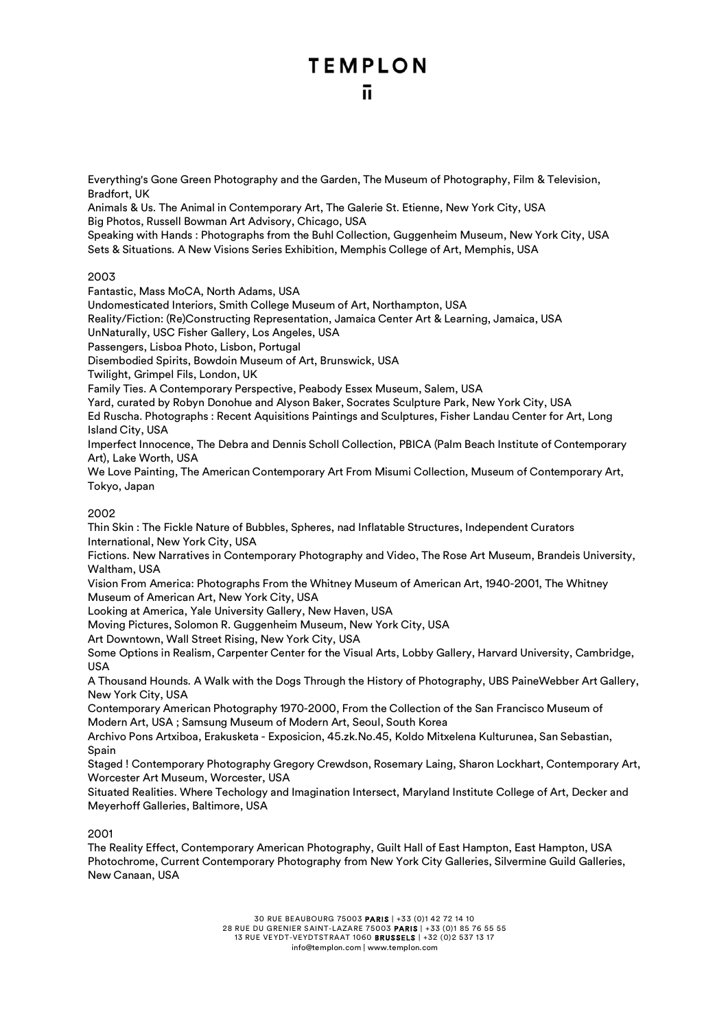Everything's Gone Green Photography and the Garden, The Museum of Photography, Film & Television, Bradfort, UK
Animals & Us. The Animal in Contemporary Art, The Galerie St. Etienne, New York City, USA
Big Photos, Russell Bowman Art Advisory, Chicago, USA
Speaking with Hands : Photographs from the Buhl Collection, Guggenheim Museum, New York City, USA
Sets & Situations. A New Visions Series Exhibition, Memphis College of Art, Memphis, USA

2003

Fantastic, Mass MoCA, North Adams, USA
Undomesticated Interiors, Smith College Museum of Art, Northampton, USA
Reality/Fiction: (Re)Constructing Representation, Jamaica Center Art & Learning, Jamaica, USA
UnNaturally, USC Fisher Gallery, Los Angeles, USA
Passengers, Lisboa Photo, Lisbon, Portugal
Disembodied Spirits, Bowdoin Museum of Art, Brunswick, USA
Twilight, Grimpel Fils, London, UK
Family Ties. A Contemporary Perspective, Peabody Essex Museum, Salem, USA
Yard, curated by Robyn Donohue and Alyson Baker, Socrates Sculpture Park, New York City, USA
Ed Ruscha. Photographs : Recent Aquisitions Paintings and Sculptures, Fisher Landau Center for Art, Long Island City, USA
Imperfect Innocence, The Debra and Dennis Scholl Collection, PBICA (Palm Beach Institute of Contemporary Art), Lake Worth, USA
We Love Painting, The American Contemporary Art From Misumi Collection, Museum of Contemporary Art, Tokyo, Japan

2002

Thin Skin : The Fickle Nature of Bubbles, Spheres, nad Inflatable Structures, Independent Curators International, New York City, USA
Fictions. New Narratives in Contemporary Photography and Video, The Rose Art Museum, Brandeis University, Waltham, USA
Vision From America: Photographs From the Whitney Museum of American Art, 1940-2001, The Whitney Museum of American Art, New York City, USA
Looking at America, Yale University Gallery, New Haven, USA
Moving Pictures, Solomon R. Guggenheim Museum, New York City, USA
Art Downtown, Wall Street Rising, New York City, USA
Some Options in Realism, Carpenter Center for the Visual Arts, Lobby Gallery, Harvard University, Cambridge, USA
A Thousand Hounds. A Walk with the Dogs Through the History of Photography, UBS PaineWebber Art Gallery, New York City, USA
Contemporary American Photography 1970-2000, From the Collection of the San Francisco Museum of Modern Art, USA ; Samsung Museum of Modern Art, Seoul, South Korea
Archivo Pons Artxiboa, Erakusketa - Exposicion, 45.zk.No.45, Koldo Mitxelena Kulturunea, San Sebastian, Spain
Staged ! Contemporary Photography Gregory Crewdson, Rosemary Laing, Sharon Lockhart, Contemporary Art, Worcester Art Museum, Worcester, USA
Situated Realities. Where Techology and Imagination Intersect, Maryland Institute College of Art, Decker and Meyerhoff Galleries, Baltimore, USA

2001

The Reality Effect, Contemporary American Photography, Guilt Hall of East Hampton, East Hampton, USA
Photochrome, Current Contemporary Photography from New York City Galleries, Silvermine Guild Galleries, New Canaan, USA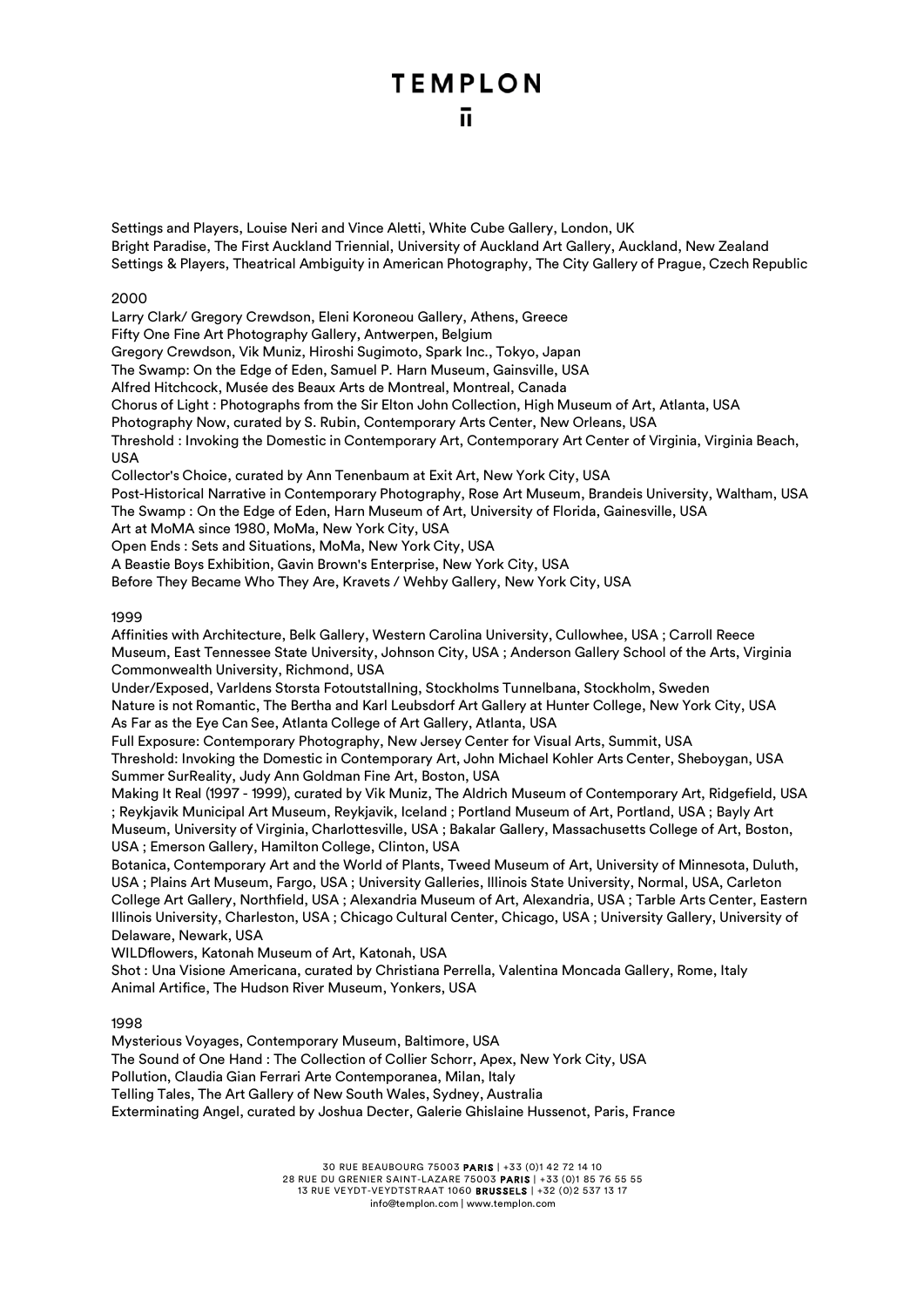Settings and Players, Louise Neri and Vince Aletti, White Cube Gallery, London, UK
Bright Paradise, The First Auckland Triennial, University of Auckland Art Gallery, Auckland, New Zealand
Settings & Players, Theatrical Ambiguity in American Photography, The City Gallery of Prague, Czech Republic

2000

Larry Clark/ Gregory Crewdson, Eleni Koroneou Gallery, Athens, Greece
Fifty One Fine Art Photography Gallery, Antwerpen, Belgium
Gregory Crewdson, Vik Muniz, Hiroshi Sugimoto, Spark Inc., Tokyo, Japan
The Swamp: On the Edge of Eden, Samuel P. Harn Museum, Gainsville, USA
Alfred Hitchcock, Musée des Beaux Arts de Montreal, Montreal, Canada
Chorus of Light : Photographs from the Sir Elton John Collection, High Museum of Art, Atlanta, USA
Photography Now, curated by S. Rubin, Contemporary Arts Center, New Orleans, USA
Threshold : Invoking the Domestic in Contemporary Art, Contemporary Art Center of Virginia, Virginia Beach, USA
Collector's Choice, curated by Ann Tenenbaum at Exit Art, New York City, USA
Post-Historical Narrative in Contemporary Photography, Rose Art Museum, Brandeis University, Waltham, USA
The Swamp : On the Edge of Eden, Harn Museum of Art, University of Florida, Gainesville, USA
Art at MoMA since 1980, MoMa, New York City, USA
Open Ends : Sets and Situations, MoMa, New York City, USA
A Beastie Boys Exhibition, Gavin Brown's Enterprise, New York City, USA
Before They Became Who They Are, Kravets / Wehby Gallery, New York City, USA

1999

Affinities with Architecture, Belk Gallery, Western Carolina University, Cullowhee, USA ; Carroll Reece Museum, East Tennessee State University, Johnson City, USA ; Anderson Gallery School of the Arts, Virginia Commonwealth University, Richmond, USA
Under/Exposed, Varldens Storsta Fotoutstallning, Stockholms Tunnelbana, Stockholm, Sweden
Nature is not Romantic, The Bertha and Karl Leubsdorf Art Gallery at Hunter College, New York City, USA
As Far as the Eye Can See, Atlanta College of Art Gallery, Atlanta, USA
Full Exposure: Contemporary Photography, New Jersey Center for Visual Arts, Summit, USA
Threshold: Invoking the Domestic in Contemporary Art, John Michael Kohler Arts Center, Sheboygan, USA
Summer SurReality, Judy Ann Goldman Fine Art, Boston, USA
Making It Real (1997 - 1999), curated by Vik Muniz, The Aldrich Museum of Contemporary Art, Ridgefield, USA ; Reykjavik Municipal Art Museum, Reykjavik, Iceland ; Portland Museum of Art, Portland, USA ; Bayly Art Museum, University of Virginia, Charlottesville, USA ; Bakalar Gallery, Massachusetts College of Art, Boston, USA ; Emerson Gallery, Hamilton College, Clinton, USA
Botanica, Contemporary Art and the World of Plants, Tweed Museum of Art, University of Minnesota, Duluth, USA ; Plains Art Museum, Fargo, USA ; University Galleries, Illinois State University, Normal, USA, Carleton College Art Gallery, Northfield, USA ; Alexandria Museum of Art, Alexandria, USA ; Tarble Arts Center, Eastern Illinois University, Charleston, USA ; Chicago Cultural Center, Chicago, USA ; University Gallery, University of Delaware, Newark, USA
WILDflowers, Katonah Museum of Art, Katonah, USA
Shot : Una Visione Americana, curated by Christiana Perrella, Valentina Moncada Gallery, Rome, Italy
Animal Artifice, The Hudson River Museum, Yonkers, USA

1998

Mysterious Voyages, Contemporary Museum, Baltimore, USA
The Sound of One Hand : The Collection of Collier Schorr, Apex, New York City, USA
Pollution, Claudia Gian Ferrari Arte Contemporanea, Milan, Italy
Telling Tales, The Art Gallery of New South Wales, Sydney, Australia
Exterminating Angel, curated by Joshua Decter, Galerie Ghislaine Hussenot, Paris, France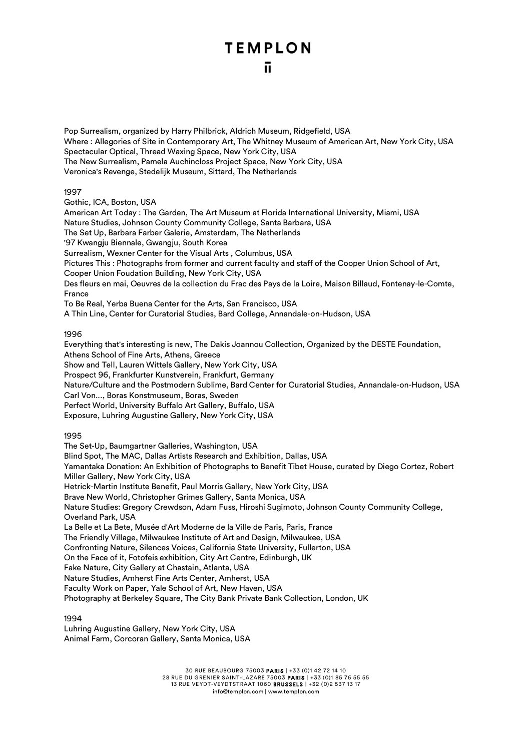Pop Surrealism, organized by Harry Philbrick, Aldrich Museum, Ridgefield, USA
Where : Allegories of Site in Contemporary Art, The Whitney Museum of American Art, New York City, USA
Spectacular Optical, Thread Waxing Space, New York City, USA
The New Surrealism, Pamela Auchincloss Project Space, New York City, USA
Veronica's Revenge, Stedelijk Museum, Sittard, The Netherlands

1997
Gothic, ICA, Boston, USA
American Art Today : The Garden, The Art Museum at Florida International University, Miami, USA
Nature Studies, Johnson County Community College, Santa Barbara, USA
The Set Up, Barbara Farber Galerie, Amsterdam, The Netherlands
'97 Kwangju Biennale, Gwangju, South Korea
Surrealism, Wexner Center for the Visual Arts , Columbus, USA
Pictures This : Photographs from former and current faculty and staff of the Cooper Union School of Art, Cooper Union Foudation Building, New York City, USA
Des fleurs en mai, Oeuvres de la collection du Frac des Pays de la Loire, Maison Billaud, Fontenay-le-Comte, France
To Be Real, Yerba Buena Center for the Arts, San Francisco, USA
A Thin Line, Center for Curatorial Studies, Bard College, Annandale-on-Hudson, USA

1996
Everything that's interesting is new, The Dakis Joannou Collection, Organized by the DESTE Foundation, Athens School of Fine Arts, Athens, Greece
Show and Tell, Lauren Wittels Gallery, New York City, USA
Prospect 96, Frankfurter Kunstverein, Frankfurt, Germany
Nature/Culture and the Postmodern Sublime, Bard Center for Curatorial Studies, Annandale-on-Hudson, USA
Carl Von..., Boras Konstmuseum, Boras, Sweden
Perfect World, University Buffalo Art Gallery, Buffalo, USA
Exposure, Luhring Augustine Gallery, New York City, USA

1995
The Set-Up, Baumgartner Galleries, Washington, USA
Blind Spot, The MAC, Dallas Artists Research and Exhibition, Dallas, USA
Yamantaka Donation: An Exhibition of Photographs to Benefit Tibet House, curated by Diego Cortez, Robert Miller Gallery, New York City, USA
Hetrick-Martin Institute Benefit, Paul Morris Gallery, New York City, USA
Brave New World, Christopher Grimes Gallery, Santa Monica, USA
Nature Studies: Gregory Crewdson, Adam Fuss, Hiroshi Sugimoto, Johnson County Community College, Overland Park, USA
La Belle et La Bete, Musée d'Art Moderne de la Ville de Paris, Paris, France
The Friendly Village, Milwaukee Institute of Art and Design, Milwaukee, USA
Confronting Nature, Silences Voices, California State University, Fullerton, USA
On the Face of it, Fotofeis exhibition, City Art Centre, Edinburgh, UK
Fake Nature, City Gallery at Chastain, Atlanta, USA
Nature Studies, Amherst Fine Arts Center, Amherst, USA
Faculty Work on Paper, Yale School of Art, New Haven, USA
Photography at Berkeley Square, The City Bank Private Bank Collection, London, UK

1994
Luhring Augustine Gallery, New York City, USA
Animal Farm, Corcoran Gallery, Santa Monica, USA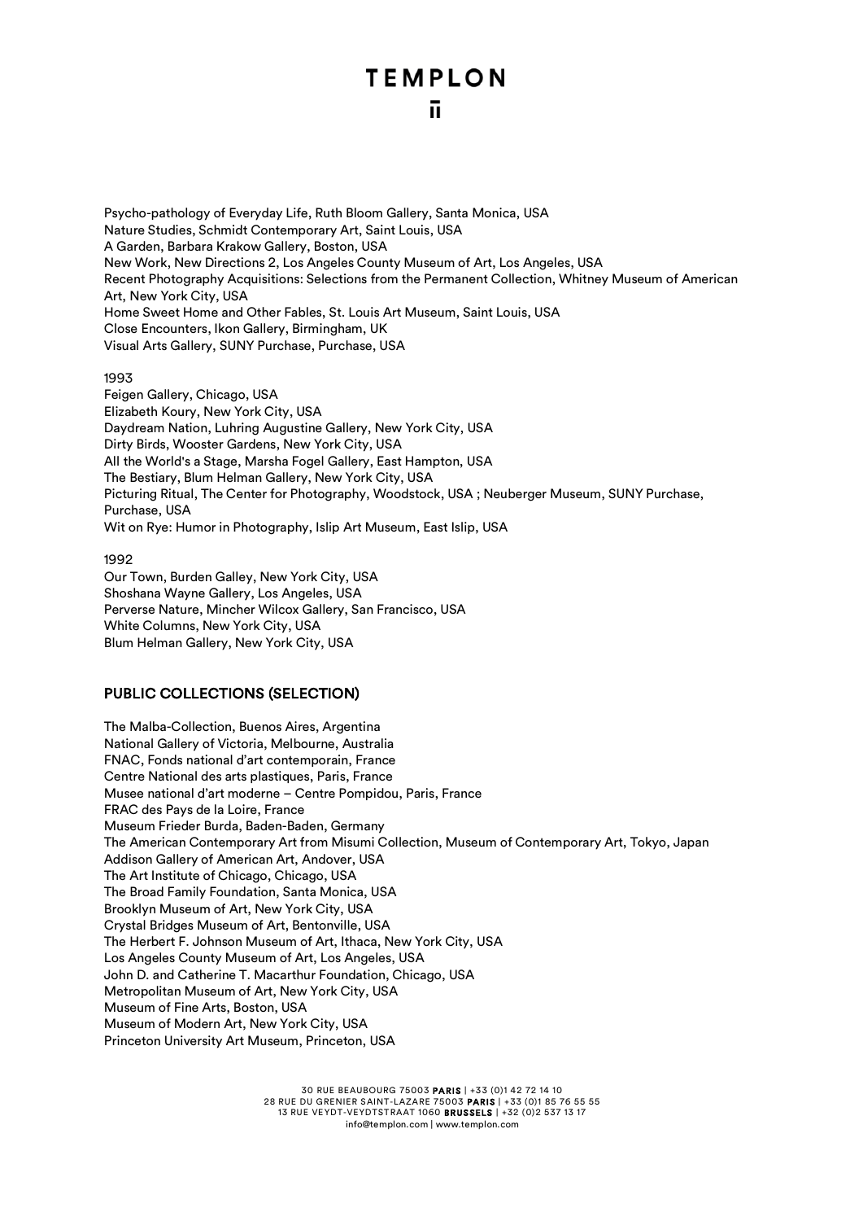Psycho-pathology of Everyday Life, Ruth Bloom Gallery, Santa Monica, USA
Nature Studies, Schmidt Contemporary Art, Saint Louis, USA
A Garden, Barbara Krakow Gallery, Boston, USA
New Work, New Directions 2, Los Angeles County Museum of Art, Los Angeles, USA
Recent Photography Acquisitions: Selections from the Permanent Collection, Whitney Museum of American Art, New York City, USA
Home Sweet Home and Other Fables, St. Louis Art Museum, Saint Louis, USA
Close Encounters, Ikon Gallery, Birmingham, UK
Visual Arts Gallery, SUNY Purchase, Purchase, USA

1993
Feigen Gallery, Chicago, USA
Elizabeth Koury, New York City, USA
Daydream Nation, Luhring Augustine Gallery, New York City, USA
Dirty Birds, Wooster Gardens, New York City, USA
All the World's a Stage, Marsha Fogel Gallery, East Hampton, USA
The Bestiary, Blum Helman Gallery, New York City, USA
Picturing Ritual, The Center for Photography, Woodstock, USA ; Neuberger Museum, SUNY Purchase, Purchase, USA
Wit on Rye: Humor in Photography, Islip Art Museum, East Islip, USA

1992
Our Town, Burden Galley, New York City, USA
Shoshana Wayne Gallery, Los Angeles, USA
Perverse Nature, Mincher Wilcox Gallery, San Francisco, USA
White Columns, New York City, USA
Blum Helman Gallery, New York City, USA

## PUBLIC COLLECTIONS (SELECTION)

The Malba-Collection, Buenos Aires, Argentina
National Gallery of Victoria, Melbourne, Australia
FNAC, Fonds national d'art contemporain, France
Centre National des arts plastiques, Paris, France
Musee national d'art moderne – Centre Pompidou, Paris, France
FRAC des Pays de la Loire, France
Museum Frieder Burda, Baden-Baden, Germany
The American Contemporary Art from Misumi Collection, Museum of Contemporary Art, Tokyo, Japan
Addison Gallery of American Art, Andover, USA
The Art Institute of Chicago, Chicago, USA
The Broad Family Foundation, Santa Monica, USA
Brooklyn Museum of Art, New York City, USA
Crystal Bridges Museum of Art, Bentonville, USA
The Herbert F. Johnson Museum of Art, Ithaca, New York City, USA
Los Angeles County Museum of Art, Los Angeles, USA
John D. and Catherine T. Macarthur Foundation, Chicago, USA
Metropolitan Museum of Art, New York City, USA
Museum of Fine Arts, Boston, USA
Museum of Modern Art, New York City, USA
Princeton University Art Museum, Princeton, USA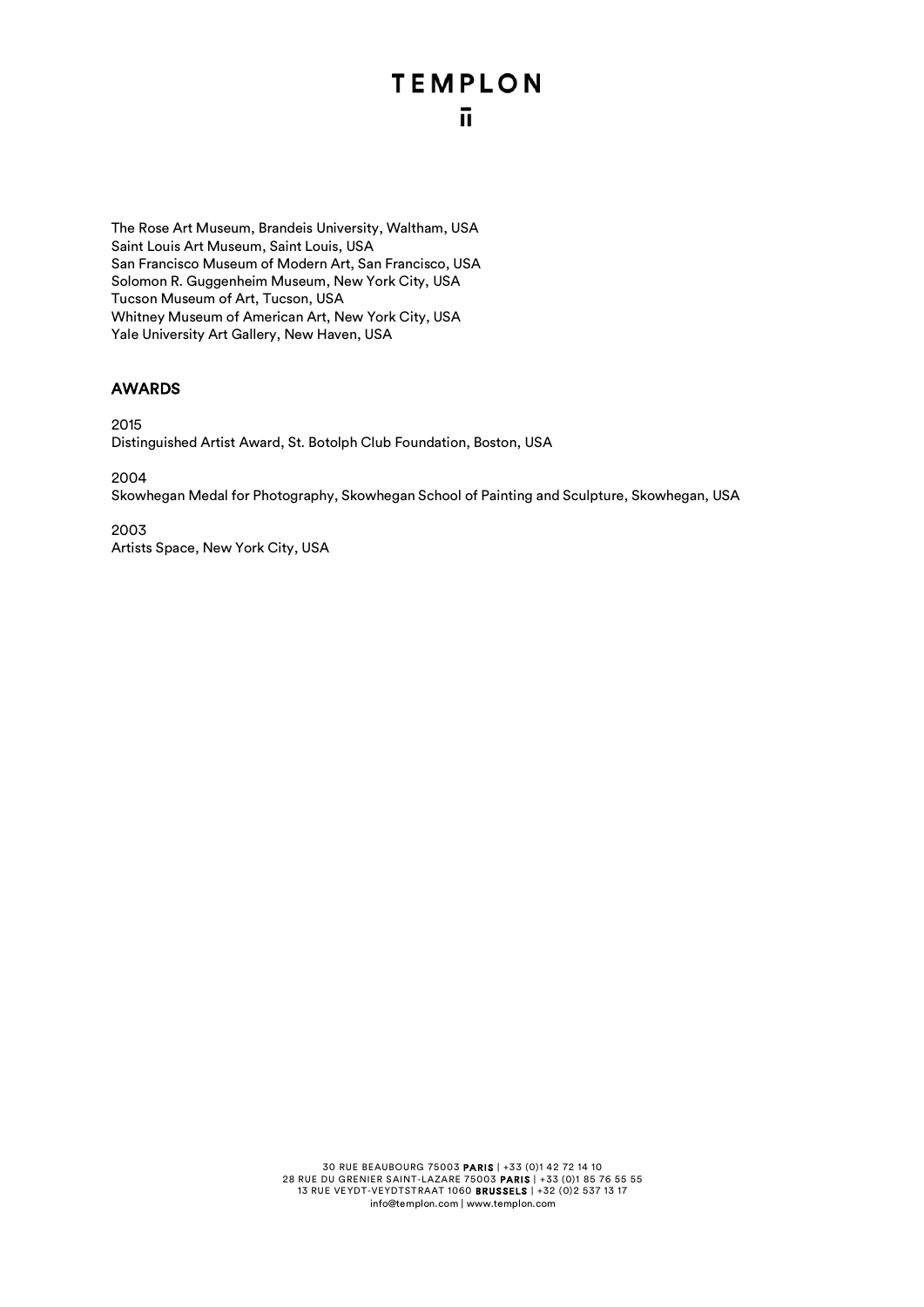The Rose Art Museum, Brandeis University, Waltham, USA
Saint Louis Art Museum, Saint Louis, USA
San Francisco Museum of Modern Art, San Francisco, USA
Solomon R. Guggenheim Museum, New York City, USA
Tucson Museum of Art, Tucson, USA
Whitney Museum of American Art, New York City, USA
Yale University Art Gallery, New Haven, USA

## AWARDS

2015
Distinguished Artist Award, St. Botolph Club Foundation, Boston, USA

2004
Skowhegan Medal for Photography, Skowhegan School of Painting and Sculpture, Skowhegan, USA

2003
Artists Space, New York City, USA